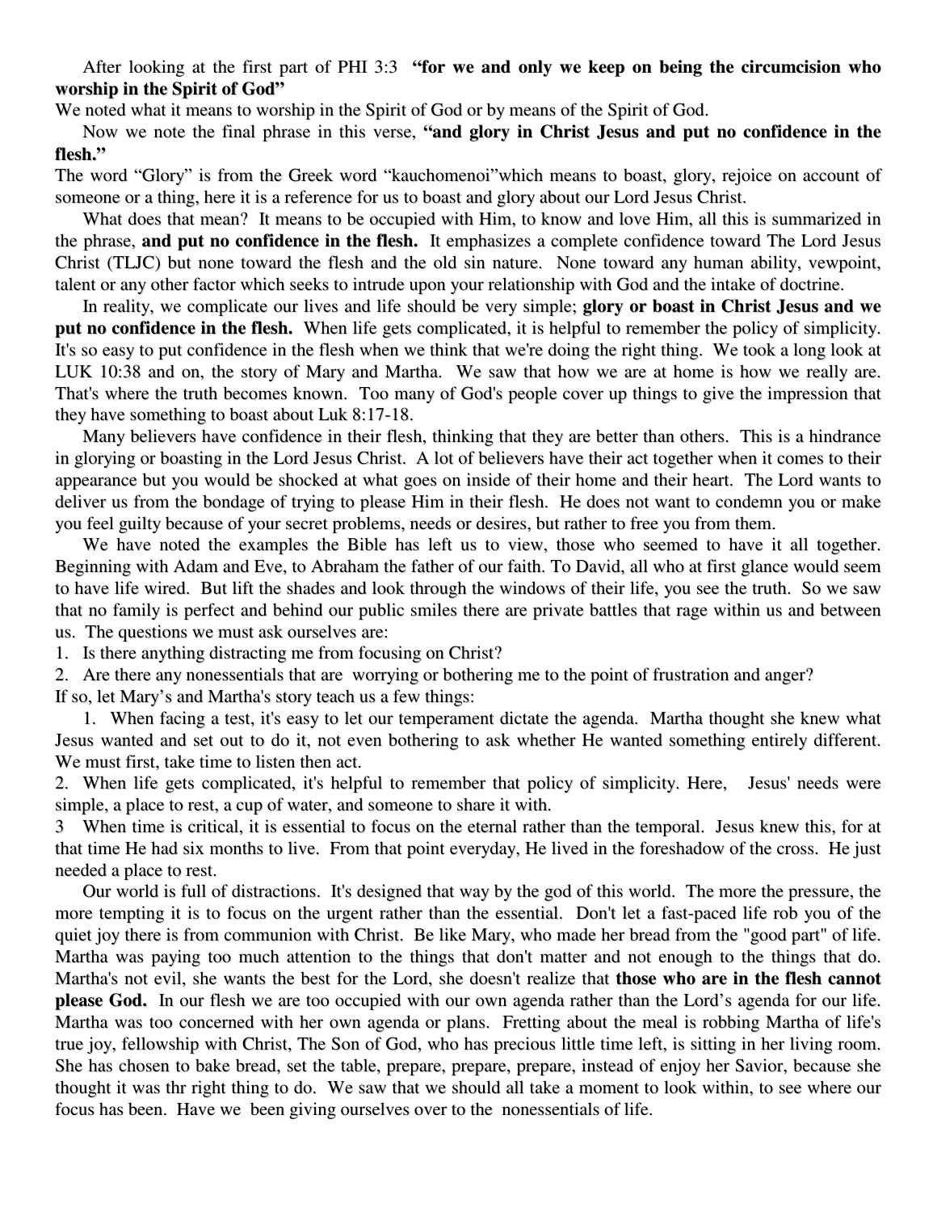After looking at the first part of PHI 3:3 **"for we and only we keep on being the circumcision who worship in the Spirit of God"**

We noted what it means to worship in the Spirit of God or by means of the Spirit of God.

Now we note the final phrase in this verse, **"and glory in Christ Jesus and put no confidence in the flesh."**

The word "Glory" is from the Greek word "kauchomenoi"which means to boast, glory, rejoice on account of someone or a thing, here it is a reference for us to boast and glory about our Lord Jesus Christ.

What does that mean? It means to be occupied with Him, to know and love Him, all this is summarized in the phrase, **and put no confidence in the flesh.** It emphasizes a complete confidence toward The Lord Jesus Christ (TLJC) but none toward the flesh and the old sin nature. None toward any human ability, vewpoint, talent or any other factor which seeks to intrude upon your relationship with God and the intake of doctrine.

In reality, we complicate our lives and life should be very simple; **glory or boast in Christ Jesus and we put no confidence in the flesh.** When life gets complicated, it is helpful to remember the policy of simplicity. It's so easy to put confidence in the flesh when we think that we're doing the right thing. We took a long look at LUK 10:38 and on, the story of Mary and Martha. We saw that how we are at home is how we really are. That's where the truth becomes known. Too many of God's people cover up things to give the impression that they have something to boast about Luk 8:17-18.

Many believers have confidence in their flesh, thinking that they are better than others. This is a hindrance in glorying or boasting in the Lord Jesus Christ. A lot of believers have their act together when it comes to their appearance but you would be shocked at what goes on inside of their home and their heart. The Lord wants to deliver us from the bondage of trying to please Him in their flesh. He does not want to condemn you or make you feel guilty because of your secret problems, needs or desires, but rather to free you from them.

We have noted the examples the Bible has left us to view, those who seemed to have it all together. Beginning with Adam and Eve, to Abraham the father of our faith. To David, all who at first glance would seem to have life wired. But lift the shades and look through the windows of their life, you see the truth. So we saw that no family is perfect and behind our public smiles there are private battles that rage within us and between us. The questions we must ask ourselves are:

1. Is there anything distracting me from focusing on Christ?
2. Are there any nonessentials that are worrying or bothering me to the point of frustration and anger?

If so, let Mary's and Martha's story teach us a few things:

1. When facing a test, it's easy to let our temperament dictate the agenda. Martha thought she knew what Jesus wanted and set out to do it, not even bothering to ask whether He wanted something entirely different. We must first, take time to listen then act.
2. When life gets complicated, it's helpful to remember that policy of simplicity. Here, Jesus' needs were simple, a place to rest, a cup of water, and someone to share it with.
3. When time is critical, it is essential to focus on the eternal rather than the temporal. Jesus knew this, for at that time He had six months to live. From that point everyday, He lived in the foreshadow of the cross. He just needed a place to rest.

Our world is full of distractions. It's designed that way by the god of this world. The more the pressure, the more tempting it is to focus on the urgent rather than the essential. Don't let a fast-paced life rob you of the quiet joy there is from communion with Christ. Be like Mary, who made her bread from the "good part" of life. Martha was paying too much attention to the things that don't matter and not enough to the things that do. Martha's not evil, she wants the best for the Lord, she doesn't realize that **those who are in the flesh cannot please God.** In our flesh we are too occupied with our own agenda rather than the Lord's agenda for our life. Martha was too concerned with her own agenda or plans. Fretting about the meal is robbing Martha of life's true joy, fellowship with Christ, The Son of God, who has precious little time left, is sitting in her living room. She has chosen to bake bread, set the table, prepare, prepare, prepare, instead of enjoy her Savior, because she thought it was thr right thing to do. We saw that we should all take a moment to look within, to see where our focus has been. Have we been giving ourselves over to the nonessentials of life.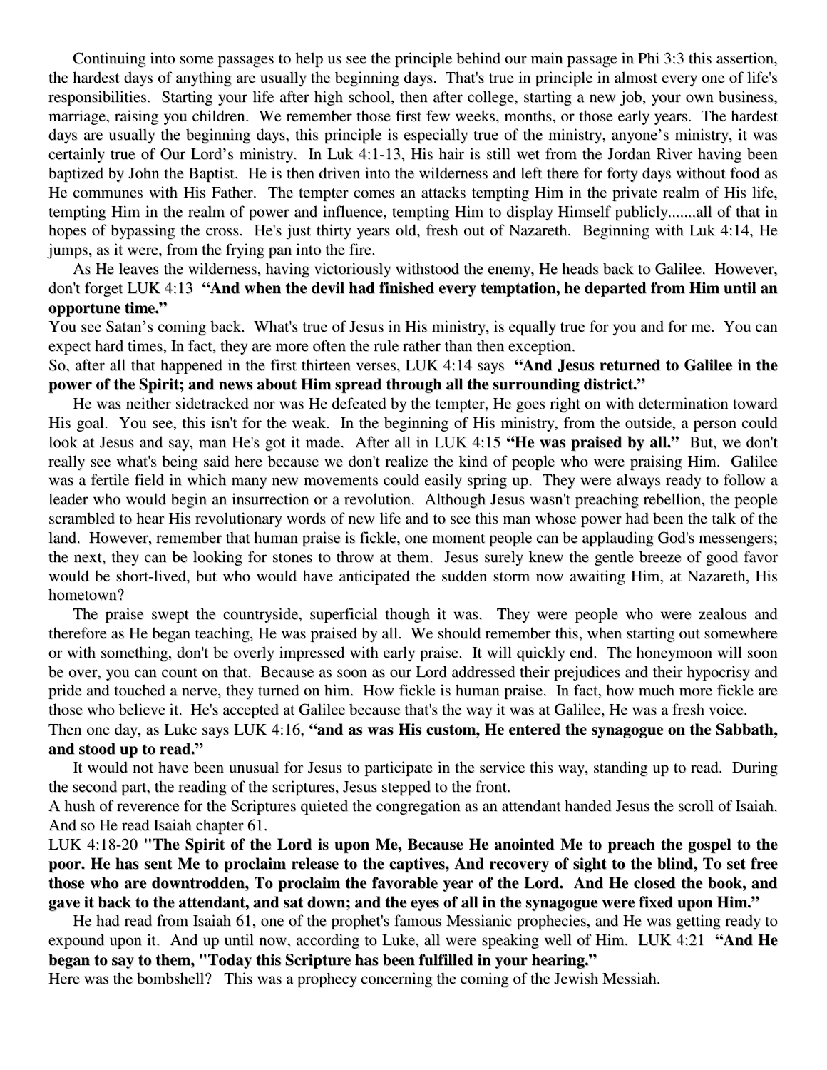Continuing into some passages to help us see the principle behind our main passage in Phi 3:3 this assertion, the hardest days of anything are usually the beginning days. That's true in principle in almost every one of life's responsibilities. Starting your life after high school, then after college, starting a new job, your own business, marriage, raising you children. We remember those first few weeks, months, or those early years. The hardest days are usually the beginning days, this principle is especially true of the ministry, anyone's ministry, it was certainly true of Our Lord's ministry. In Luk 4:1-13, His hair is still wet from the Jordan River having been baptized by John the Baptist. He is then driven into the wilderness and left there for forty days without food as He communes with His Father. The tempter comes an attacks tempting Him in the private realm of His life, tempting Him in the realm of power and influence, tempting Him to display Himself publicly.......all of that in hopes of bypassing the cross. He's just thirty years old, fresh out of Nazareth. Beginning with Luk 4:14, He jumps, as it were, from the frying pan into the fire.

As He leaves the wilderness, having victoriously withstood the enemy, He heads back to Galilee. However, don't forget LUK 4:13 **"And when the devil had finished every temptation, he departed from Him until an opportune time."**

You see Satan's coming back. What's true of Jesus in His ministry, is equally true for you and for me. You can expect hard times, In fact, they are more often the rule rather than then exception.

So, after all that happened in the first thirteen verses, LUK 4:14 says **"And Jesus returned to Galilee in the power of the Spirit; and news about Him spread through all the surrounding district."**

He was neither sidetracked nor was He defeated by the tempter, He goes right on with determination toward His goal. You see, this isn't for the weak. In the beginning of His ministry, from the outside, a person could look at Jesus and say, man He's got it made. After all in LUK 4:15 **"He was praised by all."** But, we don't really see what's being said here because we don't realize the kind of people who were praising Him. Galilee was a fertile field in which many new movements could easily spring up. They were always ready to follow a leader who would begin an insurrection or a revolution. Although Jesus wasn't preaching rebellion, the people scrambled to hear His revolutionary words of new life and to see this man whose power had been the talk of the land. However, remember that human praise is fickle, one moment people can be applauding God's messengers; the next, they can be looking for stones to throw at them. Jesus surely knew the gentle breeze of good favor would be short-lived, but who would have anticipated the sudden storm now awaiting Him, at Nazareth, His hometown?

The praise swept the countryside, superficial though it was. They were people who were zealous and therefore as He began teaching, He was praised by all. We should remember this, when starting out somewhere or with something, don't be overly impressed with early praise. It will quickly end. The honeymoon will soon be over, you can count on that. Because as soon as our Lord addressed their prejudices and their hypocrisy and pride and touched a nerve, they turned on him. How fickle is human praise. In fact, how much more fickle are those who believe it. He's accepted at Galilee because that's the way it was at Galilee, He was a fresh voice.

Then one day, as Luke says LUK 4:16, **"and as was His custom, He entered the synagogue on the Sabbath, and stood up to read."**

It would not have been unusual for Jesus to participate in the service this way, standing up to read. During the second part, the reading of the scriptures, Jesus stepped to the front.

A hush of reverence for the Scriptures quieted the congregation as an attendant handed Jesus the scroll of Isaiah. And so He read Isaiah chapter 61.

LUK 4:18-20 **"The Spirit of the Lord is upon Me, Because He anointed Me to preach the gospel to the poor. He has sent Me to proclaim release to the captives, And recovery of sight to the blind, To set free those who are downtrodden, To proclaim the favorable year of the Lord. And He closed the book, and gave it back to the attendant, and sat down; and the eyes of all in the synagogue were fixed upon Him."**

He had read from Isaiah 61, one of the prophet's famous Messianic prophecies, and He was getting ready to expound upon it. And up until now, according to Luke, all were speaking well of Him. LUK 4:21 **"And He began to say to them, "Today this Scripture has been fulfilled in your hearing."**

Here was the bombshell? This was a prophecy concerning the coming of the Jewish Messiah.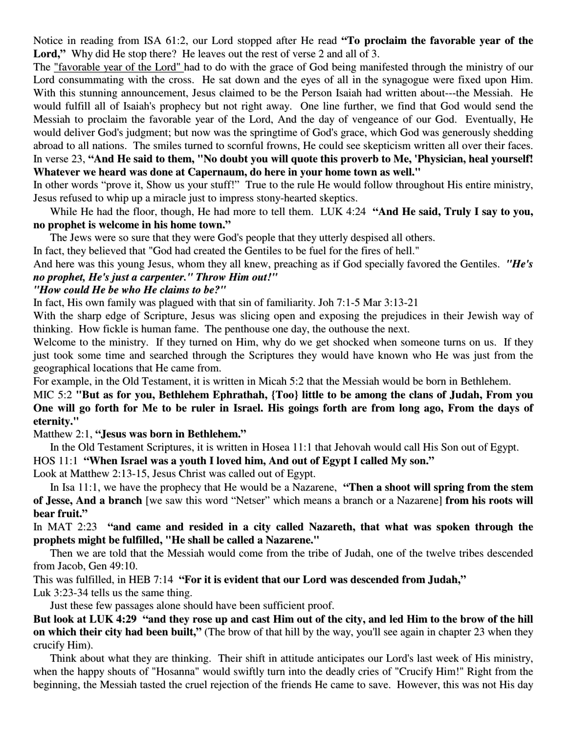Notice in reading from ISA 61:2, our Lord stopped after He read **"To proclaim the favorable year of the Lord,"** Why did He stop there? He leaves out the rest of verse 2 and all of 3.

The "favorable year of the Lord" had to do with the grace of God being manifested through the ministry of our Lord consummating with the cross. He sat down and the eyes of all in the synagogue were fixed upon Him. With this stunning announcement, Jesus claimed to be the Person Isaiah had written about---the Messiah. He would fulfill all of Isaiah's prophecy but not right away. One line further, we find that God would send the Messiah to proclaim the favorable year of the Lord, And the day of vengeance of our God. Eventually, He would deliver God's judgment; but now was the springtime of God's grace, which God was generously shedding abroad to all nations. The smiles turned to scornful frowns, He could see skepticism written all over their faces.

In verse 23, **"And He said to them, "No doubt you will quote this proverb to Me, 'Physician, heal yourself! Whatever we heard was done at Capernaum, do here in your home town as well."**

In other words "prove it, Show us your stuff!" True to the rule He would follow throughout His entire ministry, Jesus refused to whip up a miracle just to impress stony-hearted skeptics.

While He had the floor, though, He had more to tell them. LUK 4:24 **"And He said, Truly I say to you, no prophet is welcome in his home town."**

The Jews were so sure that they were God's people that they utterly despised all others.

In fact, they believed that "God had created the Gentiles to be fuel for the fires of hell."

And here was this young Jesus, whom they all knew, preaching as if God specially favored the Gentiles. ***"He's no prophet, He's just a carpenter." Throw Him out!"***

***"How could He be who He claims to be?"***

In fact, His own family was plagued with that sin of familiarity. Joh 7:1-5 Mar 3:13-21

With the sharp edge of Scripture, Jesus was slicing open and exposing the prejudices in their Jewish way of thinking. How fickle is human fame. The penthouse one day, the outhouse the next.

Welcome to the ministry. If they turned on Him, why do we get shocked when someone turns on us. If they just took some time and searched through the Scriptures they would have known who He was just from the geographical locations that He came from.

For example, in the Old Testament, it is written in Micah 5:2 that the Messiah would be born in Bethlehem.

MIC 5:2 **"But as for you, Bethlehem Ephrathah, {Too} little to be among the clans of Judah, From you One will go forth for Me to be ruler in Israel. His goings forth are from long ago, From the days of eternity."**

Matthew 2:1, **"Jesus was born in Bethlehem."**

In the Old Testament Scriptures, it is written in Hosea 11:1 that Jehovah would call His Son out of Egypt.

HOS 11:1 **"When Israel was a youth I loved him, And out of Egypt I called My son."**

Look at Matthew 2:13-15, Jesus Christ was called out of Egypt.

In Isa 11:1, we have the prophecy that He would be a Nazarene, **"Then a shoot will spring from the stem of Jesse, And a branch** [we saw this word "Netser" which means a branch or a Nazarene] **from his roots will bear fruit."**

In MAT 2:23 **"and came and resided in a city called Nazareth, that what was spoken through the prophets might be fulfilled, "He shall be called a Nazarene."**

Then we are told that the Messiah would come from the tribe of Judah, one of the twelve tribes descended from Jacob, Gen 49:10.

This was fulfilled, in HEB 7:14 **"For it is evident that our Lord was descended from Judah,"**

Luk 3:23-34 tells us the same thing.

Just these few passages alone should have been sufficient proof.

**But look at LUK 4:29 "and they rose up and cast Him out of the city, and led Him to the brow of the hill on which their city had been built,"** (The brow of that hill by the way, you'll see again in chapter 23 when they crucify Him).

Think about what they are thinking. Their shift in attitude anticipates our Lord's last week of His ministry, when the happy shouts of "Hosanna" would swiftly turn into the deadly cries of "Crucify Him!" Right from the beginning, the Messiah tasted the cruel rejection of the friends He came to save. However, this was not His day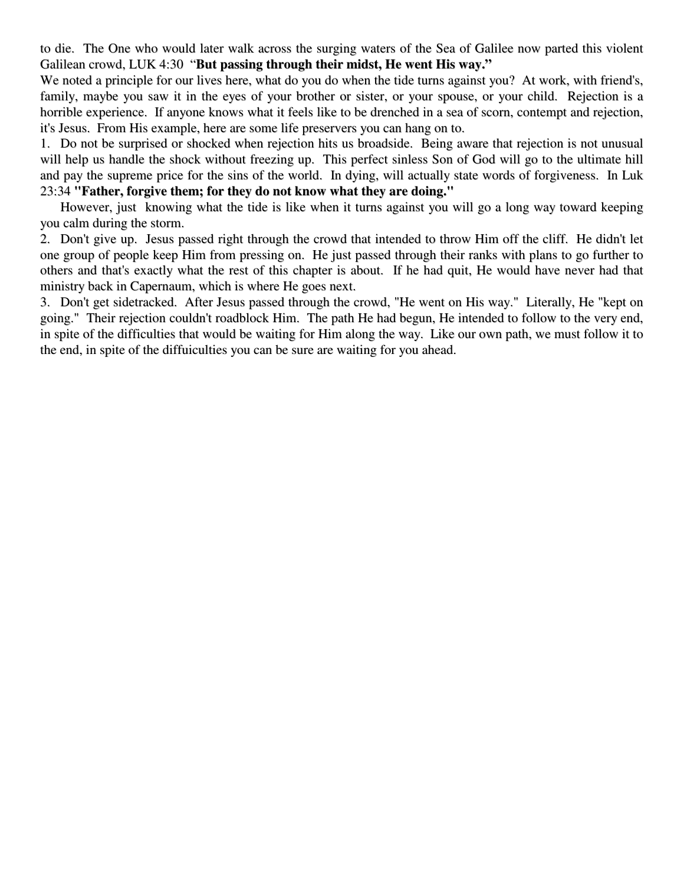to die. The One who would later walk across the surging waters of the Sea of Galilee now parted this violent Galilean crowd, LUK 4:30 "**But passing through their midst, He went His way.**"

We noted a principle for our lives here, what do you do when the tide turns against you? At work, with friend's, family, maybe you saw it in the eyes of your brother or sister, or your spouse, or your child. Rejection is a horrible experience. If anyone knows what it feels like to be drenched in a sea of scorn, contempt and rejection, it's Jesus. From His example, here are some life preservers you can hang on to.

1. Do not be surprised or shocked when rejection hits us broadside. Being aware that rejection is not unusual will help us handle the shock without freezing up. This perfect sinless Son of God will go to the ultimate hill and pay the supreme price for the sins of the world. In dying, will actually state words of forgiveness. In Luk 23:34 **"Father, forgive them; for they do not know what they are doing."**

However, just knowing what the tide is like when it turns against you will go a long way toward keeping you calm during the storm.

2. Don't give up. Jesus passed right through the crowd that intended to throw Him off the cliff. He didn't let one group of people keep Him from pressing on. He just passed through their ranks with plans to go further to others and that's exactly what the rest of this chapter is about. If he had quit, He would have never had that ministry back in Capernaum, which is where He goes next.

3. Don't get sidetracked. After Jesus passed through the crowd, "He went on His way." Literally, He "kept on going." Their rejection couldn't roadblock Him. The path He had begun, He intended to follow to the very end, in spite of the difficulties that would be waiting for Him along the way. Like our own path, we must follow it to the end, in spite of the diffuiculties you can be sure are waiting for you ahead.